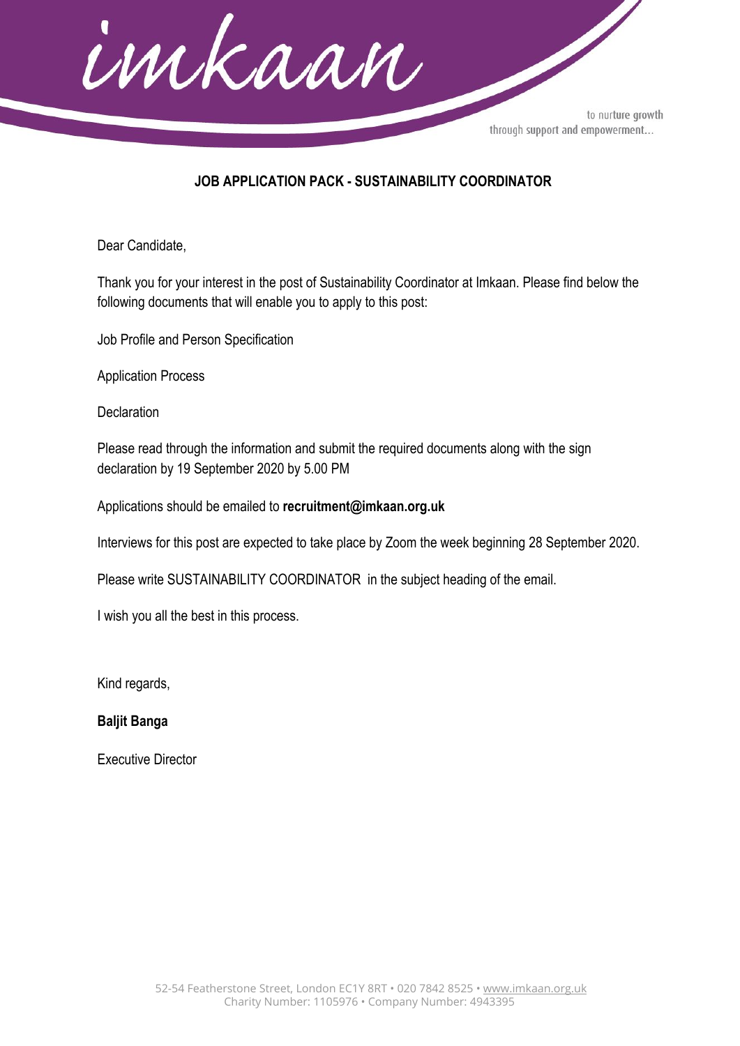imkaan

to nurture growth
through support and empowerment...

## JOB APPLICATION PACK - SUSTAINABILITY COORDINATOR

Dear Candidate,

Thank you for your interest in the post of Sustainability Coordinator at Imkaan. Please find below the following documents that will enable you to apply to this post:

Job Profile and Person Specification

Application Process

Declaration

Please read through the information and submit the required documents along with the sign declaration by 19 September 2020 by 5.00 PM

Applications should be emailed to **recruitment@imkaan.org.uk**

Interviews for this post are expected to take place by Zoom the week beginning 28 September 2020.

Please write SUSTAINABILITY COORDINATOR in the subject heading of the email.

I wish you all the best in this process.

Kind regards,

**Baljit Banga**

Executive Director

52-54 Featherstone Street, London EC1Y 8RT • 020 7842 8525 • www.imkaan.org.uk
Charity Number: 1105976 • Company Number: 4943395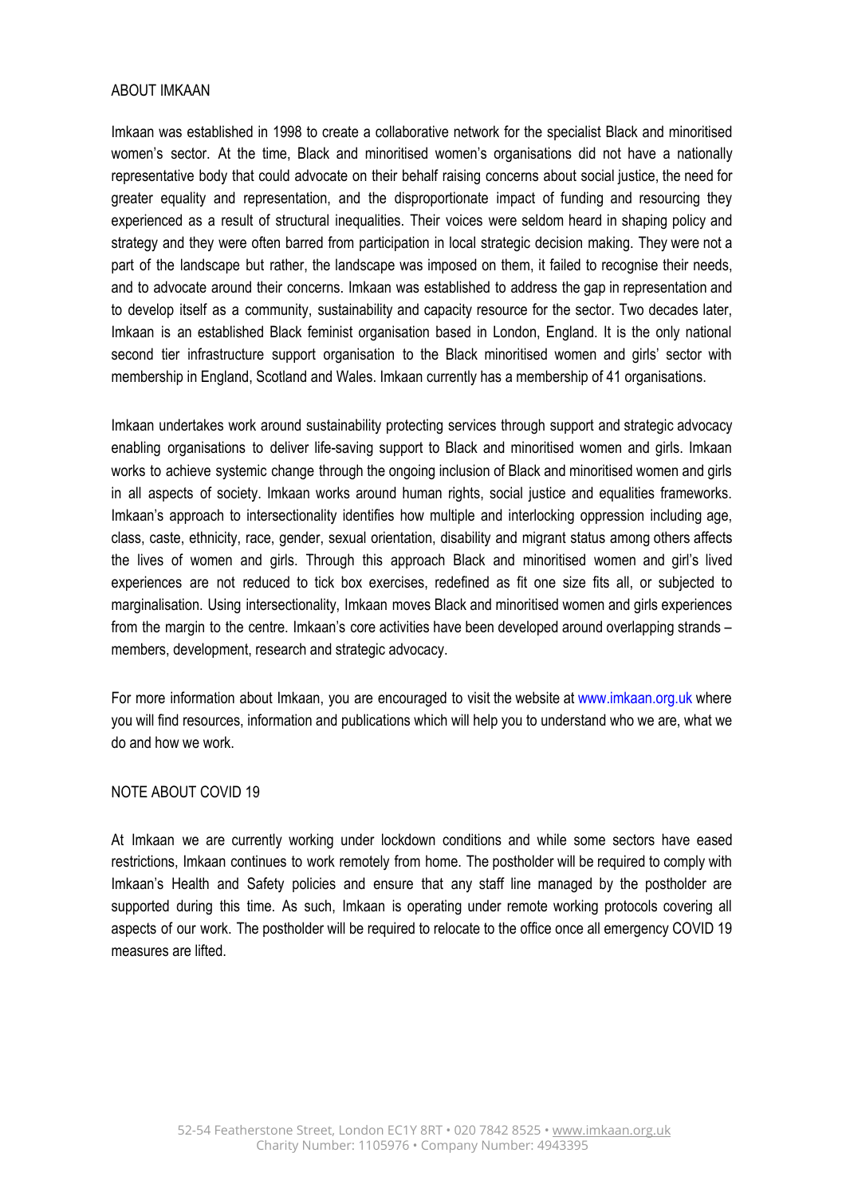## ABOUT IMKAAN

Imkaan was established in 1998 to create a collaborative network for the specialist Black and minoritised women's sector. At the time, Black and minoritised women's organisations did not have a nationally representative body that could advocate on their behalf raising concerns about social justice, the need for greater equality and representation, and the disproportionate impact of funding and resourcing they experienced as a result of structural inequalities. Their voices were seldom heard in shaping policy and strategy and they were often barred from participation in local strategic decision making. They were not a part of the landscape but rather, the landscape was imposed on them, it failed to recognise their needs, and to advocate around their concerns. Imkaan was established to address the gap in representation and to develop itself as a community, sustainability and capacity resource for the sector. Two decades later, Imkaan is an established Black feminist organisation based in London, England. It is the only national second tier infrastructure support organisation to the Black minoritised women and girls' sector with membership in England, Scotland and Wales. Imkaan currently has a membership of 41 organisations.

Imkaan undertakes work around sustainability protecting services through support and strategic advocacy enabling organisations to deliver life-saving support to Black and minoritised women and girls. Imkaan works to achieve systemic change through the ongoing inclusion of Black and minoritised women and girls in all aspects of society. Imkaan works around human rights, social justice and equalities frameworks. Imkaan's approach to intersectionality identifies how multiple and interlocking oppression including age, class, caste, ethnicity, race, gender, sexual orientation, disability and migrant status among others affects the lives of women and girls. Through this approach Black and minoritised women and girl's lived experiences are not reduced to tick box exercises, redefined as fit one size fits all, or subjected to marginalisation. Using intersectionality, Imkaan moves Black and minoritised women and girls experiences from the margin to the centre. Imkaan's core activities have been developed around overlapping strands – members, development, research and strategic advocacy.

For more information about Imkaan, you are encouraged to visit the website at www.imkaan.org.uk where you will find resources, information and publications which will help you to understand who we are, what we do and how we work.

## NOTE ABOUT COVID 19

At Imkaan we are currently working under lockdown conditions and while some sectors have eased restrictions, Imkaan continues to work remotely from home. The postholder will be required to comply with Imkaan's Health and Safety policies and ensure that any staff line managed by the postholder are supported during this time. As such, Imkaan is operating under remote working protocols covering all aspects of our work. The postholder will be required to relocate to the office once all emergency COVID 19 measures are lifted.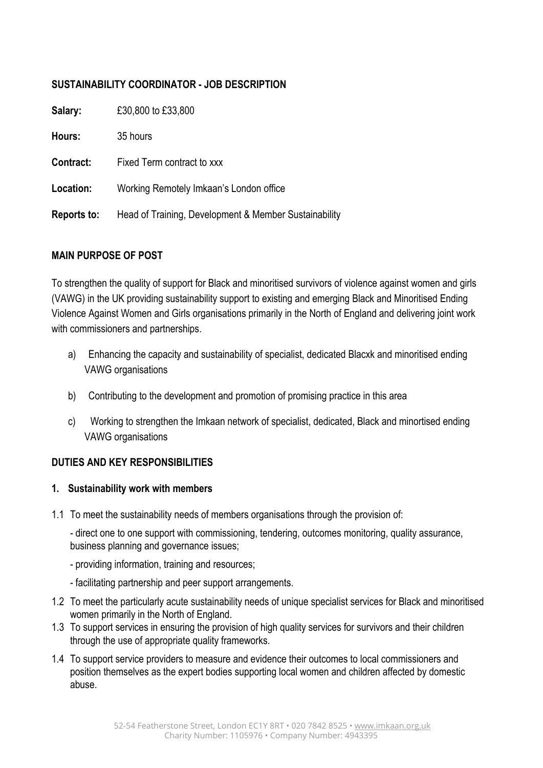## SUSTAINABILITY COORDINATOR - JOB DESCRIPTION

**Salary:** £30,800 to £33,800

**Hours:** 35 hours

**Contract:** Fixed Term contract to xxx

**Location:** Working Remotely Imkaan's London office

**Reports to:** Head of Training, Development & Member Sustainability

### MAIN PURPOSE OF POST

To strengthen the quality of support for Black and minoritised survivors of violence against women and girls (VAWG) in the UK providing sustainability support to existing and emerging Black and Minoritised Ending Violence Against Women and Girls organisations primarily in the North of England and delivering joint work with commissioners and partnerships.

a) Enhancing the capacity and sustainability of specialist, dedicated Blacxk and minoritised ending VAWG organisations

b) Contributing to the development and promotion of promising practice in this area

c) Working to strengthen the Imkaan network of specialist, dedicated, Black and minortised ending VAWG organisations

### DUTIES AND KEY RESPONSIBILITIES

#### 1. Sustainability work with members

1.1 To meet the sustainability needs of members organisations through the provision of:

- direct one to one support with commissioning, tendering, outcomes monitoring, quality assurance, business planning and governance issues;
- providing information, training and resources;
- facilitating partnership and peer support arrangements.

1.2 To meet the particularly acute sustainability needs of unique specialist services for Black and minoritised women primarily in the North of England.

1.3 To support services in ensuring the provision of high quality services for survivors and their children through the use of appropriate quality frameworks.

1.4 To support service providers to measure and evidence their outcomes to local commissioners and position themselves as the expert bodies supporting local women and children affected by domestic abuse.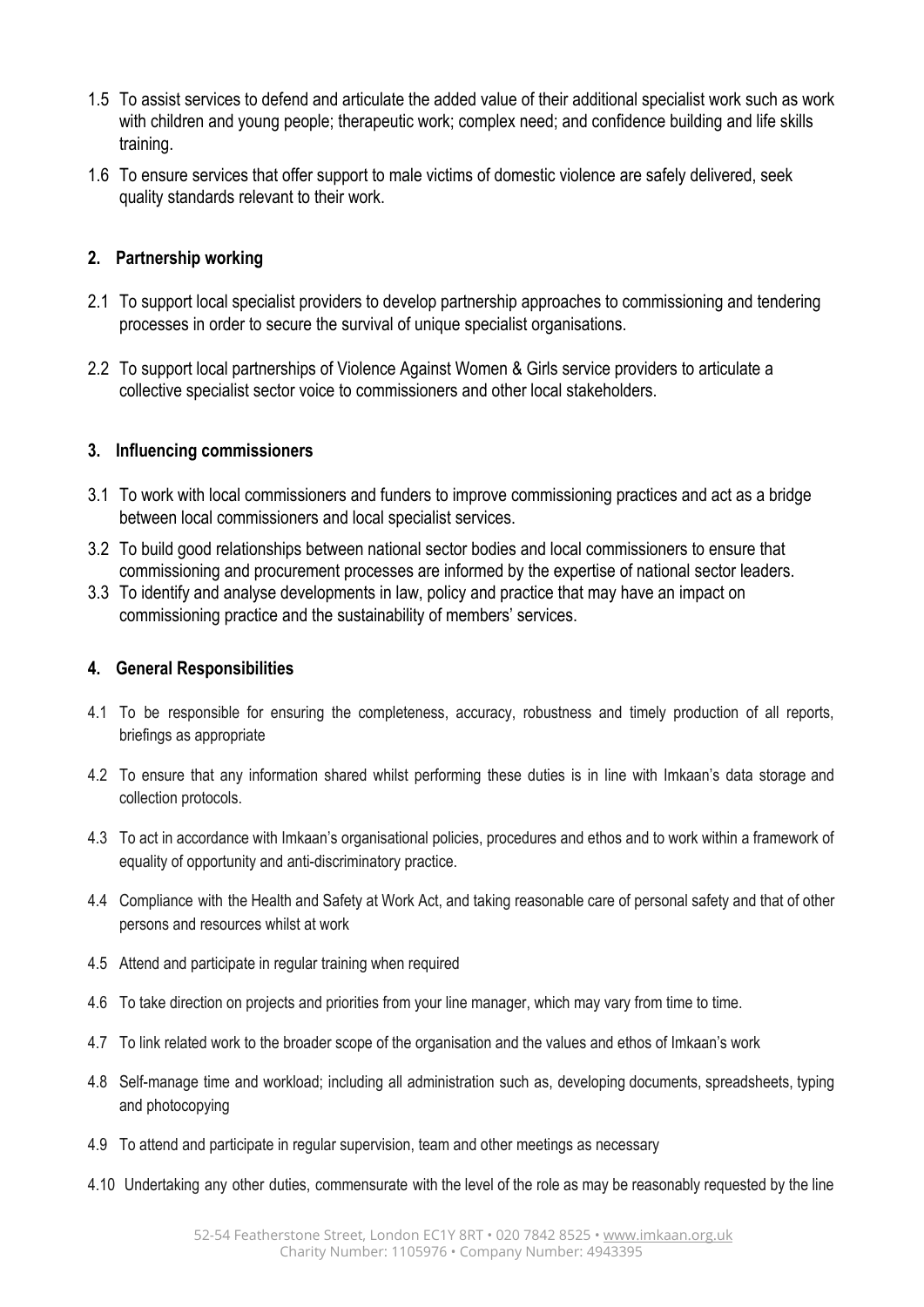1.5 To assist services to defend and articulate the added value of their additional specialist work such as work with children and young people; therapeutic work; complex need; and confidence building and life skills training.

1.6 To ensure services that offer support to male victims of domestic violence are safely delivered, seek quality standards relevant to their work.

## 2. Partnership working

2.1 To support local specialist providers to develop partnership approaches to commissioning and tendering processes in order to secure the survival of unique specialist organisations.

2.2 To support local partnerships of Violence Against Women & Girls service providers to articulate a collective specialist sector voice to commissioners and other local stakeholders.

## 3. Influencing commissioners

3.1 To work with local commissioners and funders to improve commissioning practices and act as a bridge between local commissioners and local specialist services.

3.2 To build good relationships between national sector bodies and local commissioners to ensure that commissioning and procurement processes are informed by the expertise of national sector leaders.

3.3 To identify and analyse developments in law, policy and practice that may have an impact on commissioning practice and the sustainability of members' services.

## 4. General Responsibilities

4.1 To be responsible for ensuring the completeness, accuracy, robustness and timely production of all reports, briefings as appropriate

4.2 To ensure that any information shared whilst performing these duties is in line with Imkaan's data storage and collection protocols.

4.3 To act in accordance with Imkaan's organisational policies, procedures and ethos and to work within a framework of equality of opportunity and anti-discriminatory practice.

4.4 Compliance with the Health and Safety at Work Act, and taking reasonable care of personal safety and that of other persons and resources whilst at work

4.5 Attend and participate in regular training when required

4.6 To take direction on projects and priorities from your line manager, which may vary from time to time.

4.7 To link related work to the broader scope of the organisation and the values and ethos of Imkaan's work

4.8 Self-manage time and workload; including all administration such as, developing documents, spreadsheets, typing and photocopying

4.9 To attend and participate in regular supervision, team and other meetings as necessary

4.10 Undertaking any other duties, commensurate with the level of the role as may be reasonably requested by the line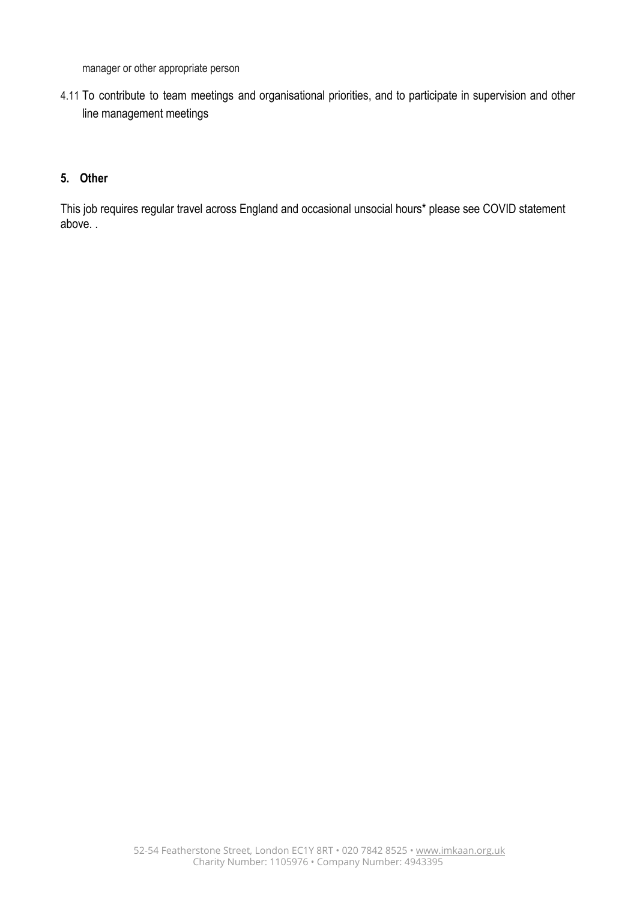manager or other appropriate person

4.11 To contribute to team meetings and organisational priorities, and to participate in supervision and other line management meetings

## 5. Other

This job requires regular travel across England and occasional unsocial hours* please see COVID statement above. .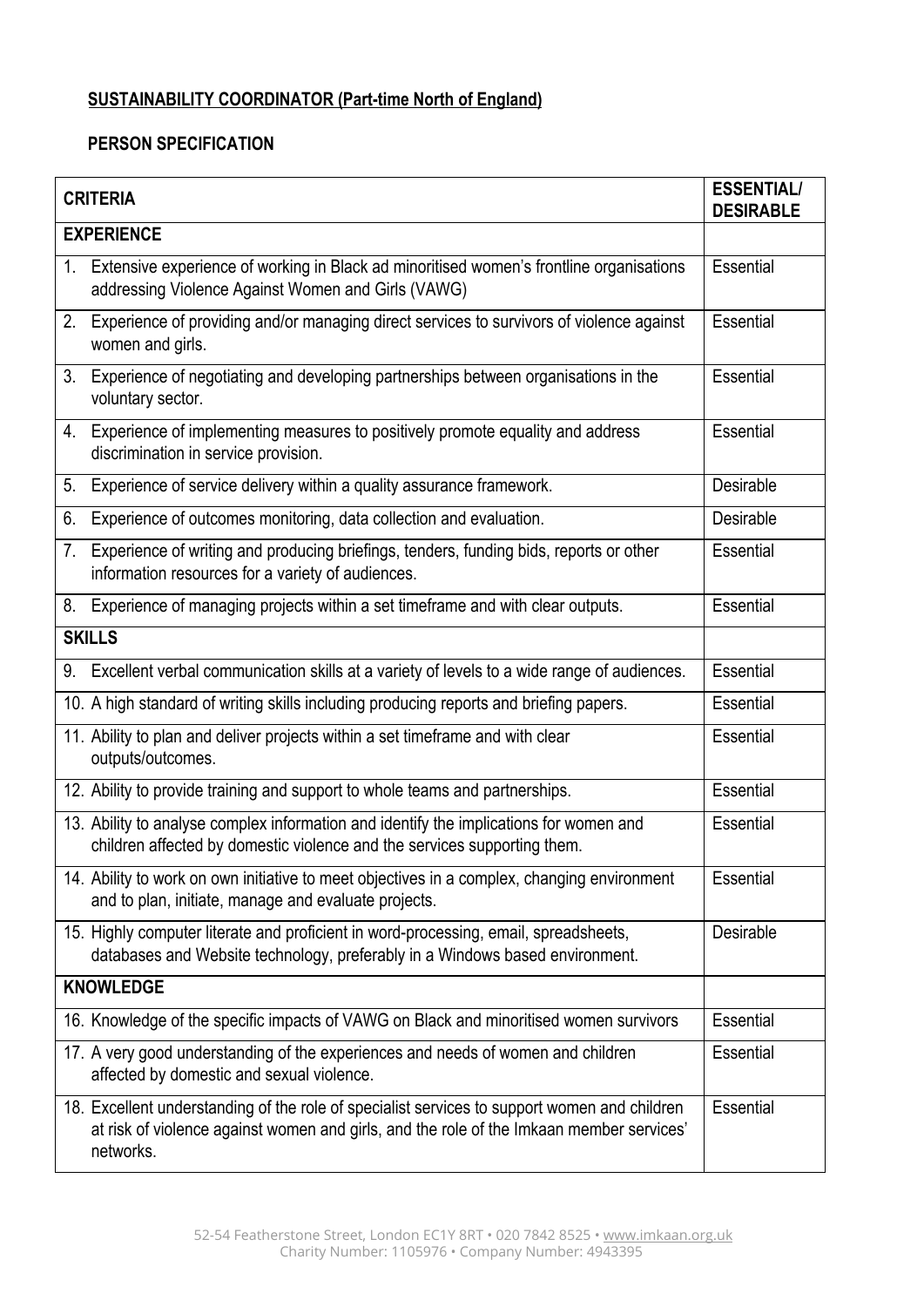**SUSTAINABILITY COORDINATOR (Part-time North of England)**

**PERSON SPECIFICATION**

| CRITERIA | ESSENTIAL/ DESIRABLE |
|---|---|
| **EXPERIENCE** | |
| 1. Extensive experience of working in Black ad minoritised women's frontline organisations addressing Violence Against Women and Girls (VAWG) | Essential |
| 2. Experience of providing and/or managing direct services to survivors of violence against women and girls. | Essential |
| 3. Experience of negotiating and developing partnerships between organisations in the voluntary sector. | Essential |
| 4. Experience of implementing measures to positively promote equality and address discrimination in service provision. | Essential |
| 5. Experience of service delivery within a quality assurance framework. | Desirable |
| 6. Experience of outcomes monitoring, data collection and evaluation. | Desirable |
| 7. Experience of writing and producing briefings, tenders, funding bids, reports or other information resources for a variety of audiences. | Essential |
| 8. Experience of managing projects within a set timeframe and with clear outputs. | Essential |
| **SKILLS** | |
| 9. Excellent verbal communication skills at a variety of levels to a wide range of audiences. | Essential |
| 10. A high standard of writing skills including producing reports and briefing papers. | Essential |
| 11. Ability to plan and deliver projects within a set timeframe and with clear outputs/outcomes. | Essential |
| 12. Ability to provide training and support to whole teams and partnerships. | Essential |
| 13. Ability to analyse complex information and identify the implications for women and children affected by domestic violence and the services supporting them. | Essential |
| 14. Ability to work on own initiative to meet objectives in a complex, changing environment and to plan, initiate, manage and evaluate projects. | Essential |
| 15. Highly computer literate and proficient in word-processing, email, spreadsheets, databases and Website technology, preferably in a Windows based environment. | Desirable |
| **KNOWLEDGE** | |
| 16. Knowledge of the specific impacts of VAWG on Black and minoritised women survivors | Essential |
| 17. A very good understanding of the experiences and needs of women and children affected by domestic and sexual violence. | Essential |
| 18. Excellent understanding of the role of specialist services to support women and children at risk of violence against women and girls, and the role of the Imkaan member services' networks. | Essential |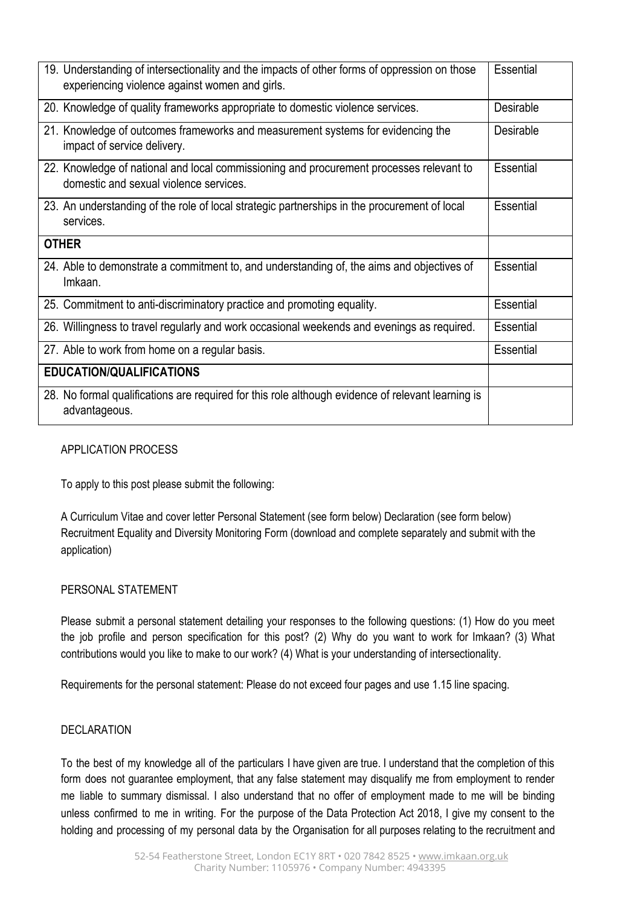| | |
|---|---|
| 19. Understanding of intersectionality and the impacts of other forms of oppression on those experiencing violence against women and girls. | Essential |
| 20. Knowledge of quality frameworks appropriate to domestic violence services. | Desirable |
| 21. Knowledge of outcomes frameworks and measurement systems for evidencing the impact of service delivery. | Desirable |
| 22. Knowledge of national and local commissioning and procurement processes relevant to domestic and sexual violence services. | Essential |
| 23. An understanding of the role of local strategic partnerships in the procurement of local services. | Essential |
| **OTHER** | |
| 24. Able to demonstrate a commitment to, and understanding of, the aims and objectives of Imkaan. | Essential |
| 25. Commitment to anti-discriminatory practice and promoting equality. | Essential |
| 26. Willingness to travel regularly and work occasional weekends and evenings as required. | Essential |
| 27. Able to work from home on a regular basis. | Essential |
| **EDUCATION/QUALIFICATIONS** | |
| 28. No formal qualifications are required for this role although evidence of relevant learning is advantageous. | |

APPLICATION PROCESS

To apply to this post please submit the following:

A Curriculum Vitae and cover letter Personal Statement (see form below) Declaration (see form below) Recruitment Equality and Diversity Monitoring Form (download and complete separately and submit with the application)

PERSONAL STATEMENT

Please submit a personal statement detailing your responses to the following questions: (1) How do you meet the job profile and person specification for this post? (2) Why do you want to work for Imkaan? (3) What contributions would you like to make to our work? (4) What is your understanding of intersectionality.

Requirements for the personal statement: Please do not exceed four pages and use 1.15 line spacing.

DECLARATION

To the best of my knowledge all of the particulars I have given are true. I understand that the completion of this form does not guarantee employment, that any false statement may disqualify me from employment to render me liable to summary dismissal. I also understand that no offer of employment made to me will be binding unless confirmed to me in writing. For the purpose of the Data Protection Act 2018, I give my consent to the holding and processing of my personal data by the Organisation for all purposes relating to the recruitment and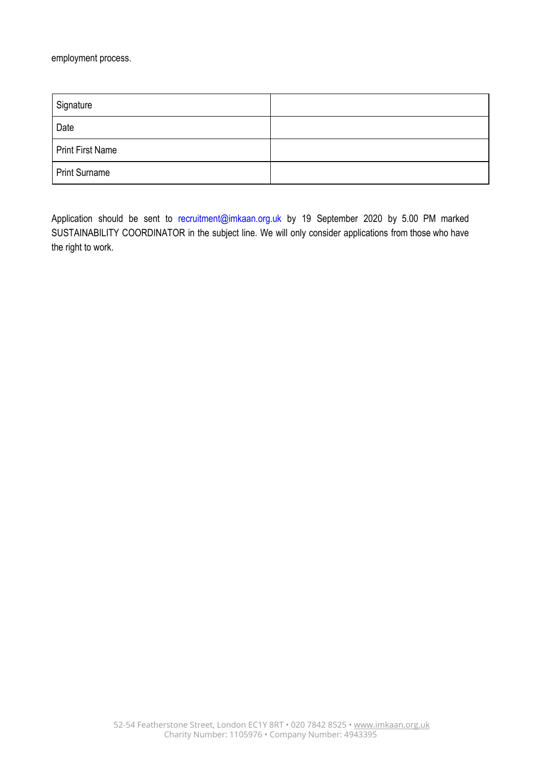employment process.

| | |
|---|---|
| Signature | |
| Date | |
| Print First Name | |
| Print Surname | |

Application should be sent to recruitment@imkaan.org.uk by 19 September 2020 by 5.00 PM marked SUSTAINABILITY COORDINATOR in the subject line. We will only consider applications from those who have the right to work.